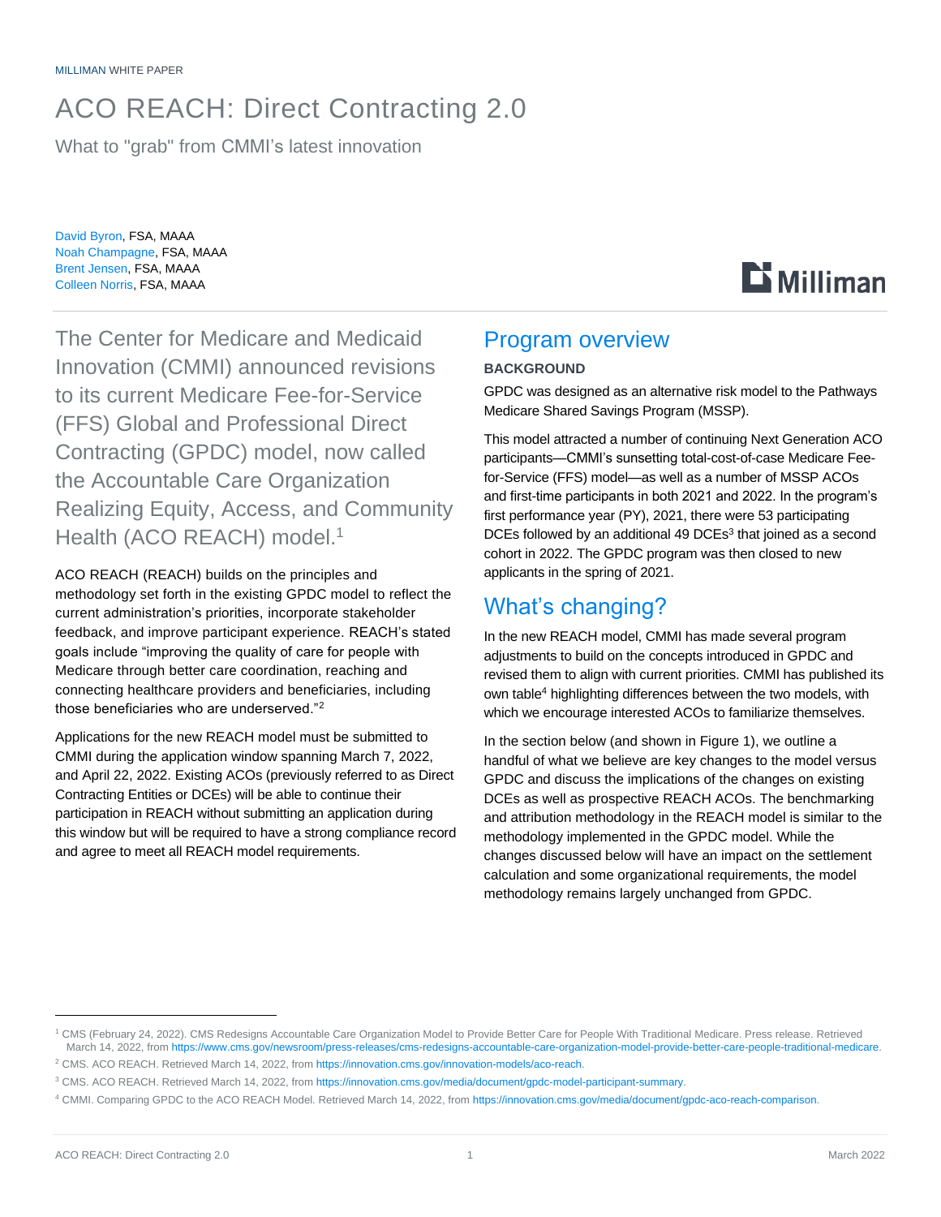MILLIMAN WHITE PAPER

# ACO REACH: Direct Contracting 2.0

What to "grab" from CMMI's latest innovation

David Byron, FSA, MAAA
Noah Champagne, FSA, MAAA
Brent Jensen, FSA, MAAA
Colleen Norris, FSA, MAAA

The Center for Medicare and Medicaid Innovation (CMMI) announced revisions to its current Medicare Fee-for-Service (FFS) Global and Professional Direct Contracting (GPDC) model, now called the Accountable Care Organization Realizing Equity, Access, and Community Health (ACO REACH) model.[1]

ACO REACH (REACH) builds on the principles and methodology set forth in the existing GPDC model to reflect the current administration's priorities, incorporate stakeholder feedback, and improve participant experience. REACH's stated goals include "improving the quality of care for people with Medicare through better care coordination, reaching and connecting healthcare providers and beneficiaries, including those beneficiaries who are underserved."[2]

Applications for the new REACH model must be submitted to CMMI during the application window spanning March 7, 2022, and April 22, 2022. Existing ACOs (previously referred to as Direct Contracting Entities or DCEs) will be able to continue their participation in REACH without submitting an application during this window but will be required to have a strong compliance record and agree to meet all REACH model requirements.

## Program overview

### BACKGROUND

GPDC was designed as an alternative risk model to the Pathways Medicare Shared Savings Program (MSSP).

This model attracted a number of continuing Next Generation ACO participants—CMMI's sunsetting total-cost-of-case Medicare Fee-for-Service (FFS) model—as well as a number of MSSP ACOs and first-time participants in both 2021 and 2022. In the program's first performance year (PY), 2021, there were 53 participating DCEs followed by an additional 49 DCEs[3] that joined as a second cohort in 2022. The GPDC program was then closed to new applicants in the spring of 2021.

## What's changing?

In the new REACH model, CMMI has made several program adjustments to build on the concepts introduced in GPDC and revised them to align with current priorities. CMMI has published its own table[4] highlighting differences between the two models, with which we encourage interested ACOs to familiarize themselves.

In the section below (and shown in Figure 1), we outline a handful of what we believe are key changes to the model versus GPDC and discuss the implications of the changes on existing DCEs as well as prospective REACH ACOs. The benchmarking and attribution methodology in the REACH model is similar to the methodology implemented in the GPDC model. While the changes discussed below will have an impact on the settlement calculation and some organizational requirements, the model methodology remains largely unchanged from GPDC.

---

[1] CMS (February 24, 2022). CMS Redesigns Accountable Care Organization Model to Provide Better Care for People With Traditional Medicare. Press release. Retrieved March 14, 2022, from https://www.cms.gov/newsroom/press-releases/cms-redesigns-accountable-care-organization-model-provide-better-care-people-traditional-medicare.

[2] CMS. ACO REACH. Retrieved March 14, 2022, from https://innovation.cms.gov/innovation-models/aco-reach.

[3] CMS. ACO REACH. Retrieved March 14, 2022, from https://innovation.cms.gov/media/document/gpdc-model-participant-summary.

[4] CMMI. Comparing GPDC to the ACO REACH Model. Retrieved March 14, 2022, from https://innovation.cms.gov/media/document/gpdc-aco-reach-comparison.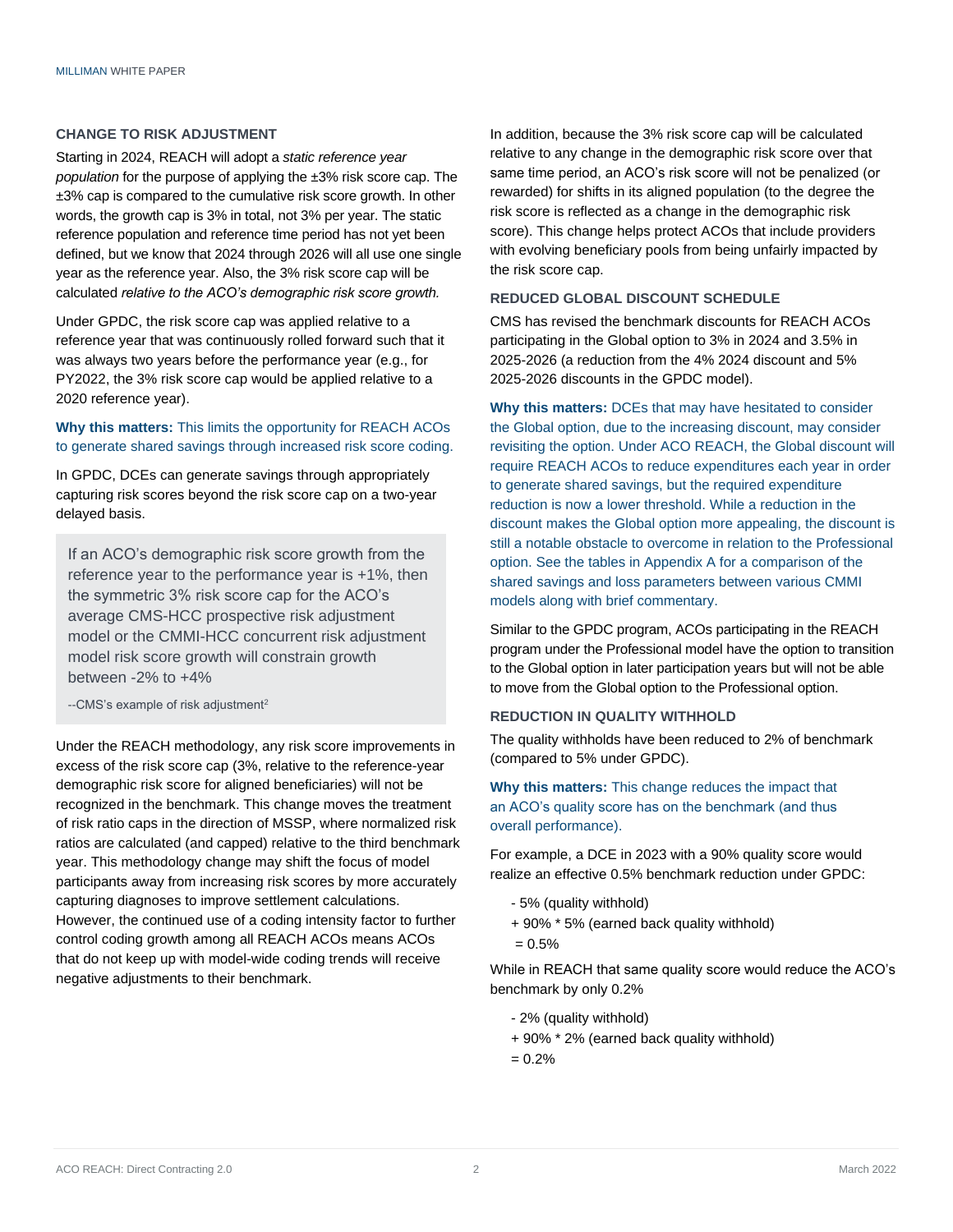### CHANGE TO RISK ADJUSTMENT

Starting in 2024, REACH will adopt a *static reference year population* for the purpose of applying the ±3% risk score cap. The ±3% cap is compared to the cumulative risk score growth. In other words, the growth cap is 3% in total, not 3% per year. The static reference population and reference time period has not yet been defined, but we know that 2024 through 2026 will all use one single year as the reference year. Also, the 3% risk score cap will be calculated *relative to the ACO's demographic risk score growth.*

Under GPDC, the risk score cap was applied relative to a reference year that was continuously rolled forward such that it was always two years before the performance year (e.g., for PY2022, the 3% risk score cap would be applied relative to a 2020 reference year).

**Why this matters:** This limits the opportunity for REACH ACOs to generate shared savings through increased risk score coding.

In GPDC, DCEs can generate savings through appropriately capturing risk scores beyond the risk score cap on a two-year delayed basis.

> If an ACO's demographic risk score growth from the reference year to the performance year is +1%, then the symmetric 3% risk score cap for the ACO's average CMS-HCC prospective risk adjustment model or the CMMI-HCC concurrent risk adjustment model risk score growth will constrain growth between -2% to +4%
>
> --CMS's example of risk adjustment[2]

Under the REACH methodology, any risk score improvements in excess of the risk score cap (3%, relative to the reference-year demographic risk score for aligned beneficiaries) will not be recognized in the benchmark. This change moves the treatment of risk ratio caps in the direction of MSSP, where normalized risk ratios are calculated (and capped) relative to the third benchmark year. This methodology change may shift the focus of model participants away from increasing risk scores by more accurately capturing diagnoses to improve settlement calculations. However, the continued use of a coding intensity factor to further control coding growth among all REACH ACOs means ACOs that do not keep up with model-wide coding trends will receive negative adjustments to their benchmark.

In addition, because the 3% risk score cap will be calculated relative to any change in the demographic risk score over that same time period, an ACO's risk score will not be penalized (or rewarded) for shifts in its aligned population (to the degree the risk score is reflected as a change in the demographic risk score). This change helps protect ACOs that include providers with evolving beneficiary pools from being unfairly impacted by the risk score cap.

### REDUCED GLOBAL DISCOUNT SCHEDULE

CMS has revised the benchmark discounts for REACH ACOs participating in the Global option to 3% in 2024 and 3.5% in 2025-2026 (a reduction from the 4% 2024 discount and 5% 2025-2026 discounts in the GPDC model).

**Why this matters:** DCEs that may have hesitated to consider the Global option, due to the increasing discount, may consider revisiting the option. Under ACO REACH, the Global discount will require REACH ACOs to reduce expenditures each year in order to generate shared savings, but the required expenditure reduction is now a lower threshold. While a reduction in the discount makes the Global option more appealing, the discount is still a notable obstacle to overcome in relation to the Professional option. See the tables in Appendix A for a comparison of the shared savings and loss parameters between various CMMI models along with brief commentary.

Similar to the GPDC program, ACOs participating in the REACH program under the Professional model have the option to transition to the Global option in later participation years but will not be able to move from the Global option to the Professional option.

### REDUCTION IN QUALITY WITHHOLD

The quality withholds have been reduced to 2% of benchmark (compared to 5% under GPDC).

**Why this matters:** This change reduces the impact that an ACO's quality score has on the benchmark (and thus overall performance).

For example, a DCE in 2023 with a 90% quality score would realize an effective 0.5% benchmark reduction under GPDC:

- 5% (quality withhold)  
\+ 90% * 5% (earned back quality withhold)  
= 0.5%

While in REACH that same quality score would reduce the ACO's benchmark by only 0.2%

- 2% (quality withhold)  
\+ 90% * 2% (earned back quality withhold)  
= 0.2%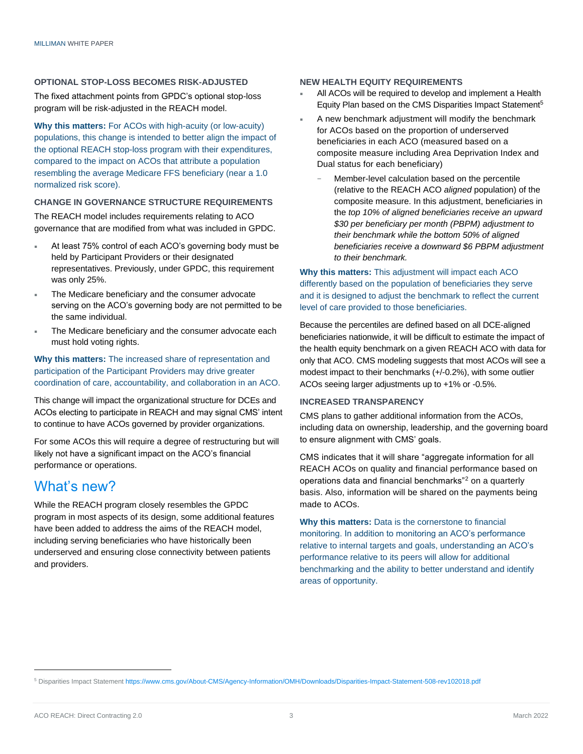### OPTIONAL STOP-LOSS BECOMES RISK-ADJUSTED

The fixed attachment points from GPDC's optional stop-loss program will be risk-adjusted in the REACH model.

**Why this matters:** For ACOs with high-acuity (or low-acuity) populations, this change is intended to better align the impact of the optional REACH stop-loss program with their expenditures, compared to the impact on ACOs that attribute a population resembling the average Medicare FFS beneficiary (near a 1.0 normalized risk score).

### CHANGE IN GOVERNANCE STRUCTURE REQUIREMENTS

The REACH model includes requirements relating to ACO governance that are modified from what was included in GPDC.

- At least 75% control of each ACO's governing body must be held by Participant Providers or their designated representatives. Previously, under GPDC, this requirement was only 25%.
- The Medicare beneficiary and the consumer advocate serving on the ACO's governing body are not permitted to be the same individual.
- The Medicare beneficiary and the consumer advocate each must hold voting rights.

**Why this matters:** The increased share of representation and participation of the Participant Providers may drive greater coordination of care, accountability, and collaboration in an ACO.

This change will impact the organizational structure for DCEs and ACOs electing to participate in REACH and may signal CMS' intent to continue to have ACOs governed by provider organizations.

For some ACOs this will require a degree of restructuring but will likely not have a significant impact on the ACO's financial performance or operations.

## What's new?

While the REACH program closely resembles the GPDC program in most aspects of its design, some additional features have been added to address the aims of the REACH model, including serving beneficiaries who have historically been underserved and ensuring close connectivity between patients and providers.

### NEW HEALTH EQUITY REQUIREMENTS

- All ACOs will be required to develop and implement a Health Equity Plan based on the CMS Disparities Impact Statement[5]
- A new benchmark adjustment will modify the benchmark for ACOs based on the proportion of underserved beneficiaries in each ACO (measured based on a composite measure including Area Deprivation Index and Dual status for each beneficiary)
  - Member-level calculation based on the percentile (relative to the REACH ACO *aligned* population) of the composite measure. In this adjustment, beneficiaries in the *top 10% of aligned beneficiaries receive an upward $30 per beneficiary per month (PBPM) adjustment to their benchmark while the bottom 50% of aligned beneficiaries receive a downward $6 PBPM adjustment to their benchmark.*

**Why this matters:** This adjustment will impact each ACO differently based on the population of beneficiaries they serve and it is designed to adjust the benchmark to reflect the current level of care provided to those beneficiaries.

Because the percentiles are defined based on all DCE-aligned beneficiaries nationwide, it will be difficult to estimate the impact of the health equity benchmark on a given REACH ACO with data for only that ACO. CMS modeling suggests that most ACOs will see a modest impact to their benchmarks (+/-0.2%), with some outlier ACOs seeing larger adjustments up to +1% or -0.5%.

### INCREASED TRANSPARENCY

CMS plans to gather additional information from the ACOs, including data on ownership, leadership, and the governing board to ensure alignment with CMS' goals.

CMS indicates that it will share "aggregate information for all REACH ACOs on quality and financial performance based on operations data and financial benchmarks"[2] on a quarterly basis. Also, information will be shared on the payments being made to ACOs.

**Why this matters:** Data is the cornerstone to financial monitoring. In addition to monitoring an ACO's performance relative to internal targets and goals, understanding an ACO's performance relative to its peers will allow for additional benchmarking and the ability to better understand and identify areas of opportunity.

---

[5] Disparities Impact Statement https://www.cms.gov/About-CMS/Agency-Information/OMH/Downloads/Disparities-Impact-Statement-508-rev102018.pdf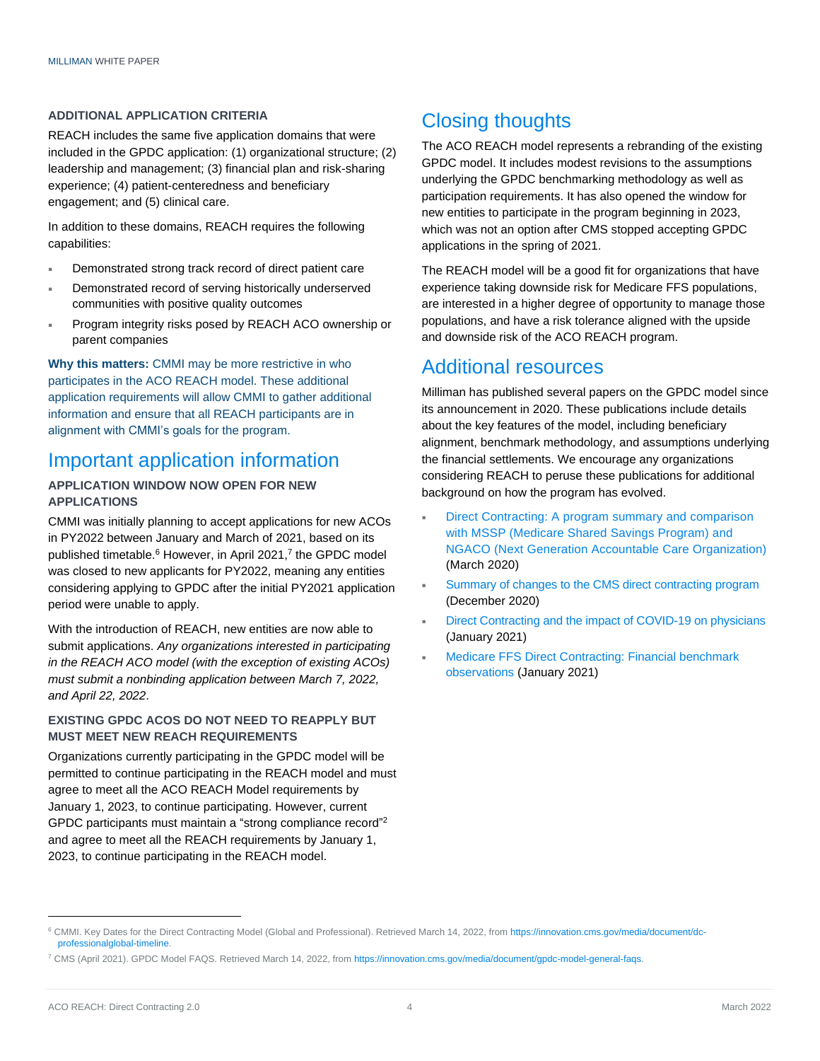### ADDITIONAL APPLICATION CRITERIA

REACH includes the same five application domains that were included in the GPDC application: (1) organizational structure; (2) leadership and management; (3) financial plan and risk-sharing experience; (4) patient-centeredness and beneficiary engagement; and (5) clinical care.

In addition to these domains, REACH requires the following capabilities:

- Demonstrated strong track record of direct patient care
- Demonstrated record of serving historically underserved communities with positive quality outcomes
- Program integrity risks posed by REACH ACO ownership or parent companies

**Why this matters:** CMMI may be more restrictive in who participates in the ACO REACH model. These additional application requirements will allow CMMI to gather additional information and ensure that all REACH participants are in alignment with CMMI's goals for the program.

## Important application information

### APPLICATION WINDOW NOW OPEN FOR NEW APPLICATIONS

CMMI was initially planning to accept applications for new ACOs in PY2022 between January and March of 2021, based on its published timetable.[6] However, in April 2021,[7] the GPDC model was closed to new applicants for PY2022, meaning any entities considering applying to GPDC after the initial PY2021 application period were unable to apply.

With the introduction of REACH, new entities are now able to submit applications. *Any organizations interested in participating in the REACH ACO model (with the exception of existing ACOs) must submit a nonbinding application between March 7, 2022, and April 22, 2022*.

### EXISTING GPDC ACOS DO NOT NEED TO REAPPLY BUT MUST MEET NEW REACH REQUIREMENTS

Organizations currently participating in the GPDC model will be permitted to continue participating in the REACH model and must agree to meet all the ACO REACH Model requirements by January 1, 2023, to continue participating. However, current GPDC participants must maintain a "strong compliance record"[2] and agree to meet all the REACH requirements by January 1, 2023, to continue participating in the REACH model.

## Closing thoughts

The ACO REACH model represents a rebranding of the existing GPDC model. It includes modest revisions to the assumptions underlying the GPDC benchmarking methodology as well as participation requirements. It has also opened the window for new entities to participate in the program beginning in 2023, which was not an option after CMS stopped accepting GPDC applications in the spring of 2021.

The REACH model will be a good fit for organizations that have experience taking downside risk for Medicare FFS populations, are interested in a higher degree of opportunity to manage those populations, and have a risk tolerance aligned with the upside and downside risk of the ACO REACH program.

## Additional resources

Milliman has published several papers on the GPDC model since its announcement in 2020. These publications include details about the key features of the model, including beneficiary alignment, benchmark methodology, and assumptions underlying the financial settlements. We encourage any organizations considering REACH to peruse these publications for additional background on how the program has evolved.

- Direct Contracting: A program summary and comparison with MSSP (Medicare Shared Savings Program) and NGACO (Next Generation Accountable Care Organization) (March 2020)
- Summary of changes to the CMS direct contracting program (December 2020)
- Direct Contracting and the impact of COVID-19 on physicians (January 2021)
- Medicare FFS Direct Contracting: Financial benchmark observations (January 2021)

---

[6] CMMI. Key Dates for the Direct Contracting Model (Global and Professional). Retrieved March 14, 2022, from https://innovation.cms.gov/media/document/dc-professionalglobal-timeline.

[7] CMS (April 2021). GPDC Model FAQS. Retrieved March 14, 2022, from https://innovation.cms.gov/media/document/gpdc-model-general-faqs.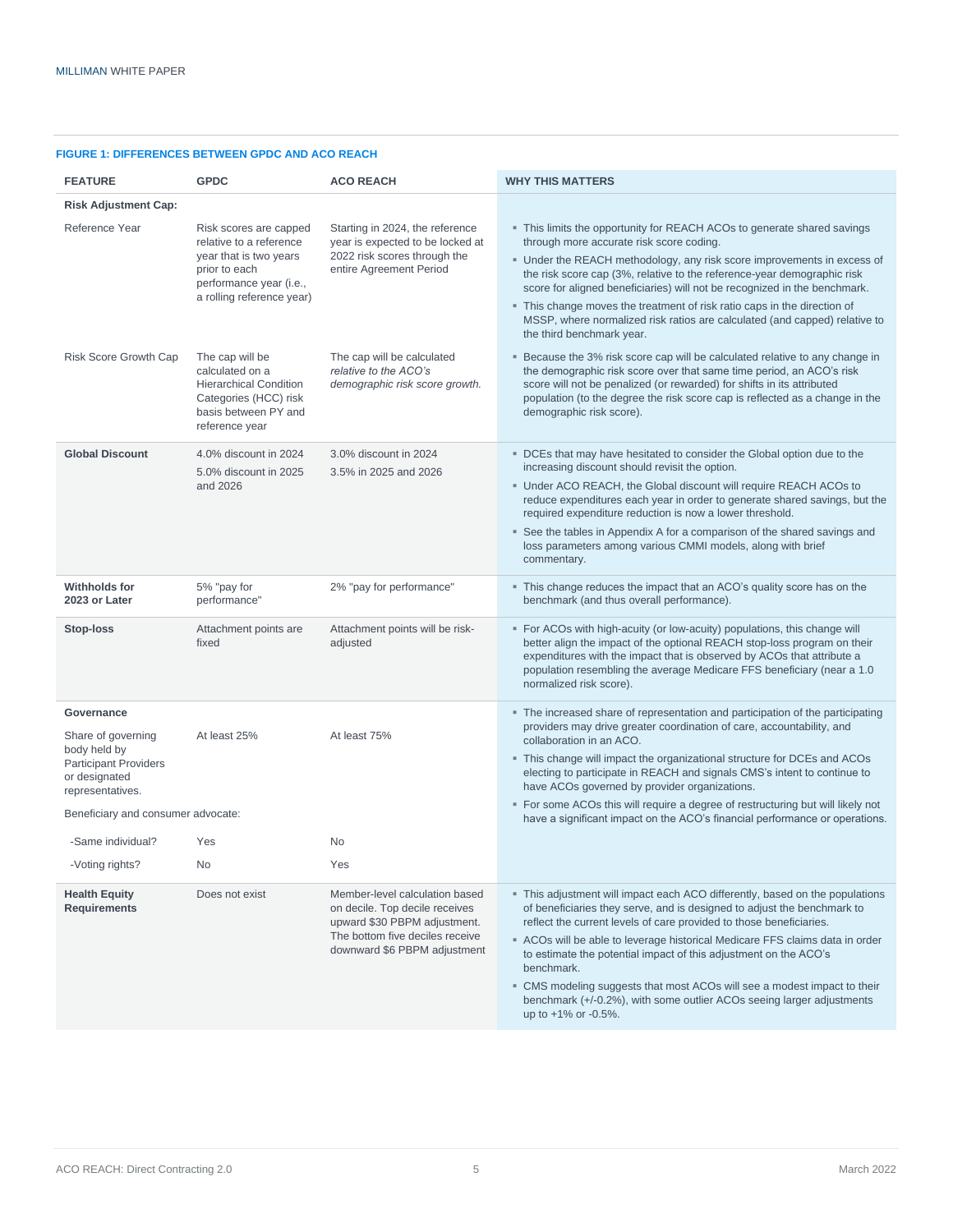**FIGURE 1: DIFFERENCES BETWEEN GPDC AND ACO REACH**

| FEATURE | GPDC | ACO REACH | WHY THIS MATTERS |
|---|---|---|---|
| **Risk Adjustment Cap:** | | | |
| Reference Year | Risk scores are capped relative to a reference year that is two years prior to each performance year (i.e., a rolling reference year) | Starting in 2024, the reference year is expected to be locked at 2022 risk scores through the entire Agreement Period | ▪ This limits the opportunity for REACH ACOs to generate shared savings through more accurate risk score coding.<br>▪ Under the REACH methodology, any risk score improvements in excess of the risk score cap (3%, relative to the reference-year demographic risk score for aligned beneficiaries) will not be recognized in the benchmark.<br>▪ This change moves the treatment of risk ratio caps in the direction of MSSP, where normalized risk ratios are calculated (and capped) relative to the third benchmark year. |
| Risk Score Growth Cap | The cap will be calculated on a Hierarchical Condition Categories (HCC) risk basis between PY and reference year | The cap will be calculated *relative to the ACO's demographic risk score growth.* | ▪ Because the 3% risk score cap will be calculated relative to any change in the demographic risk score over that same time period, an ACO's risk score will not be penalized (or rewarded) for shifts in its attributed population (to the degree the risk score cap is reflected as a change in the demographic risk score). |
| **Global Discount** | 4.0% discount in 2024<br>5.0% discount in 2025 and 2026 | 3.0% discount in 2024<br>3.5% in 2025 and 2026 | ▪ DCEs that may have hesitated to consider the Global option due to the increasing discount should revisit the option.<br>▪ Under ACO REACH, the Global discount will require REACH ACOs to reduce expenditures each year in order to generate shared savings, but the required expenditure reduction is now a lower threshold.<br>▪ See the tables in Appendix A for a comparison of the shared savings and loss parameters among various CMMI models, along with brief commentary. |
| **Withholds for 2023 or Later** | 5% "pay for performance" | 2% "pay for performance" | ▪ This change reduces the impact that an ACO's quality score has on the benchmark (and thus overall performance). |
| **Stop-loss** | Attachment points are fixed | Attachment points will be risk-adjusted | ▪ For ACOs with high-acuity (or low-acuity) populations, this change will better align the impact of the optional REACH stop-loss program on their expenditures with the impact that is observed by ACOs that attribute a population resembling the average Medicare FFS beneficiary (near a 1.0 normalized risk score). |
| **Governance** | | | ▪ The increased share of representation and participation of the participating providers may drive greater coordination of care, accountability, and collaboration in an ACO.<br>▪ This change will impact the organizational structure for DCEs and ACOs electing to participate in REACH and signals CMS's intent to continue to have ACOs governed by provider organizations.<br>▪ For some ACOs this will require a degree of restructuring but will likely not have a significant impact on the ACO's financial performance or operations. |
| Share of governing body held by Participant Providers or designated representatives. | At least 25% | At least 75% | |
| Beneficiary and consumer advocate: | | | |
| -Same individual? | Yes | No | |
| -Voting rights? | No | Yes | |
| **Health Equity Requirements** | Does not exist | Member-level calculation based on decile. Top decile receives upward $30 PBPM adjustment. The bottom five deciles receive downward $6 PBPM adjustment | ▪ This adjustment will impact each ACO differently, based on the populations of beneficiaries they serve, and is designed to adjust the benchmark to reflect the current levels of care provided to those beneficiaries.<br>▪ ACOs will be able to leverage historical Medicare FFS claims data in order to estimate the potential impact of this adjustment on the ACO's benchmark.<br>▪ CMS modeling suggests that most ACOs will see a modest impact to their benchmark (+/-0.2%), with some outlier ACOs seeing larger adjustments up to +1% or -0.5%. |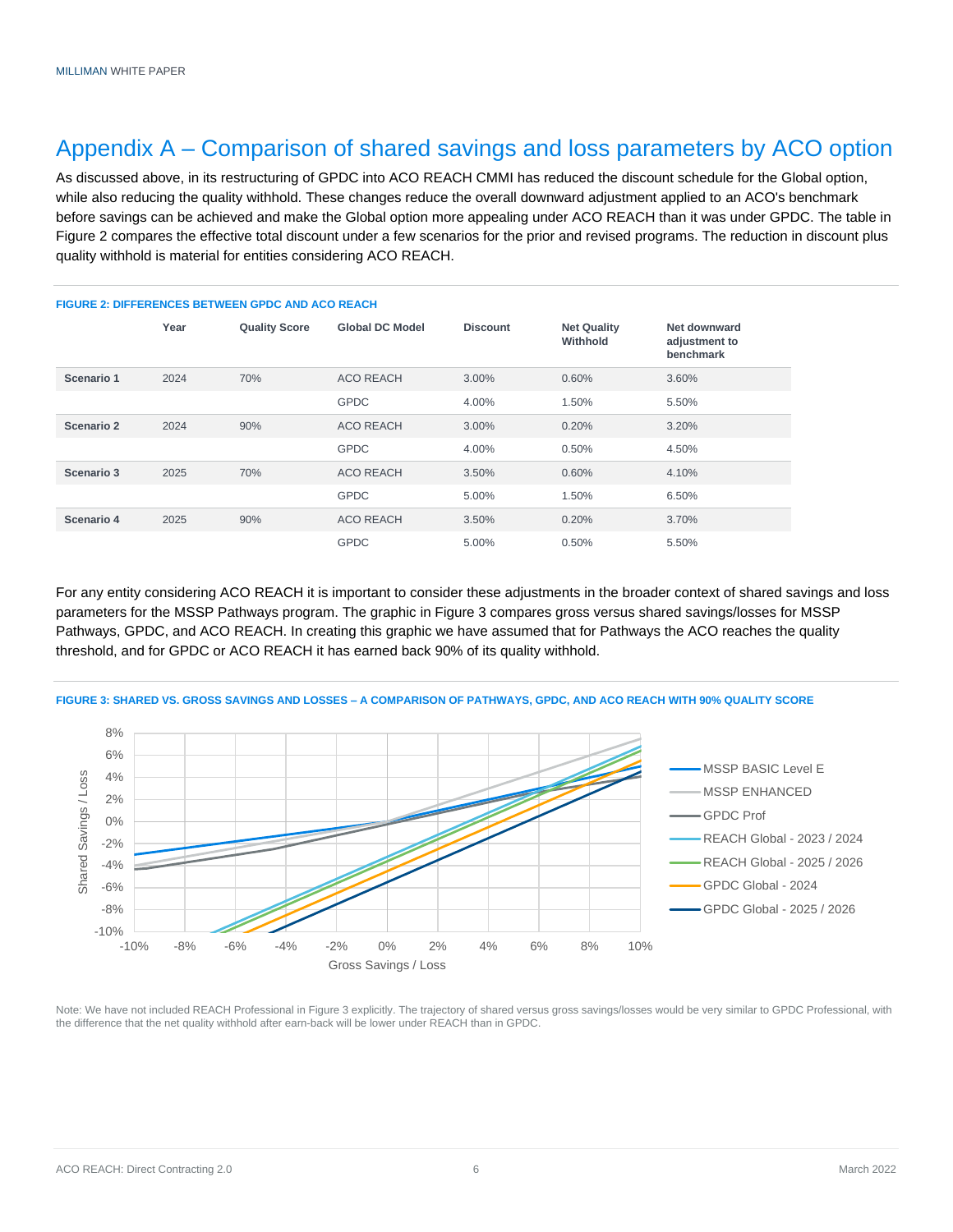# Appendix A – Comparison of shared savings and loss parameters by ACO option

As discussed above, in its restructuring of GPDC into ACO REACH CMMI has reduced the discount schedule for the Global option, while also reducing the quality withhold. These changes reduce the overall downward adjustment applied to an ACO's benchmark before savings can be achieved and make the Global option more appealing under ACO REACH than it was under GPDC. The table in Figure 2 compares the effective total discount under a few scenarios for the prior and revised programs. The reduction in discount plus quality withhold is material for entities considering ACO REACH.

**FIGURE 2: DIFFERENCES BETWEEN GPDC AND ACO REACH**

| | Year | Quality Score | Global DC Model | Discount | Net Quality Withhold | Net downward adjustment to benchmark |
|---|---|---|---|---|---|---|
| **Scenario 1** | 2024 | 70% | ACO REACH | 3.00% | 0.60% | 3.60% |
| | | | GPDC | 4.00% | 1.50% | 5.50% |
| **Scenario 2** | 2024 | 90% | ACO REACH | 3.00% | 0.20% | 3.20% |
| | | | GPDC | 4.00% | 0.50% | 4.50% |
| **Scenario 3** | 2025 | 70% | ACO REACH | 3.50% | 0.60% | 4.10% |
| | | | GPDC | 5.00% | 1.50% | 6.50% |
| **Scenario 4** | 2025 | 90% | ACO REACH | 3.50% | 0.20% | 3.70% |
| | | | GPDC | 5.00% | 0.50% | 5.50% |

For any entity considering ACO REACH it is important to consider these adjustments in the broader context of shared savings and loss parameters for the MSSP Pathways program. The graphic in Figure 3 compares gross versus shared savings/losses for MSSP Pathways, GPDC, and ACO REACH. In creating this graphic we have assumed that for Pathways the ACO reaches the quality threshold, and for GPDC or ACO REACH it has earned back 90% of its quality withhold.

**FIGURE 3: SHARED VS. GROSS SAVINGS AND LOSSES – A COMPARISON OF PATHWAYS, GPDC, AND ACO REACH WITH 90% QUALITY SCORE**

Note: We have not included REACH Professional in Figure 3 explicitly. The trajectory of shared versus gross savings/losses would be very similar to GPDC Professional, with the difference that the net quality withhold after earn-back will be lower under REACH than in GPDC.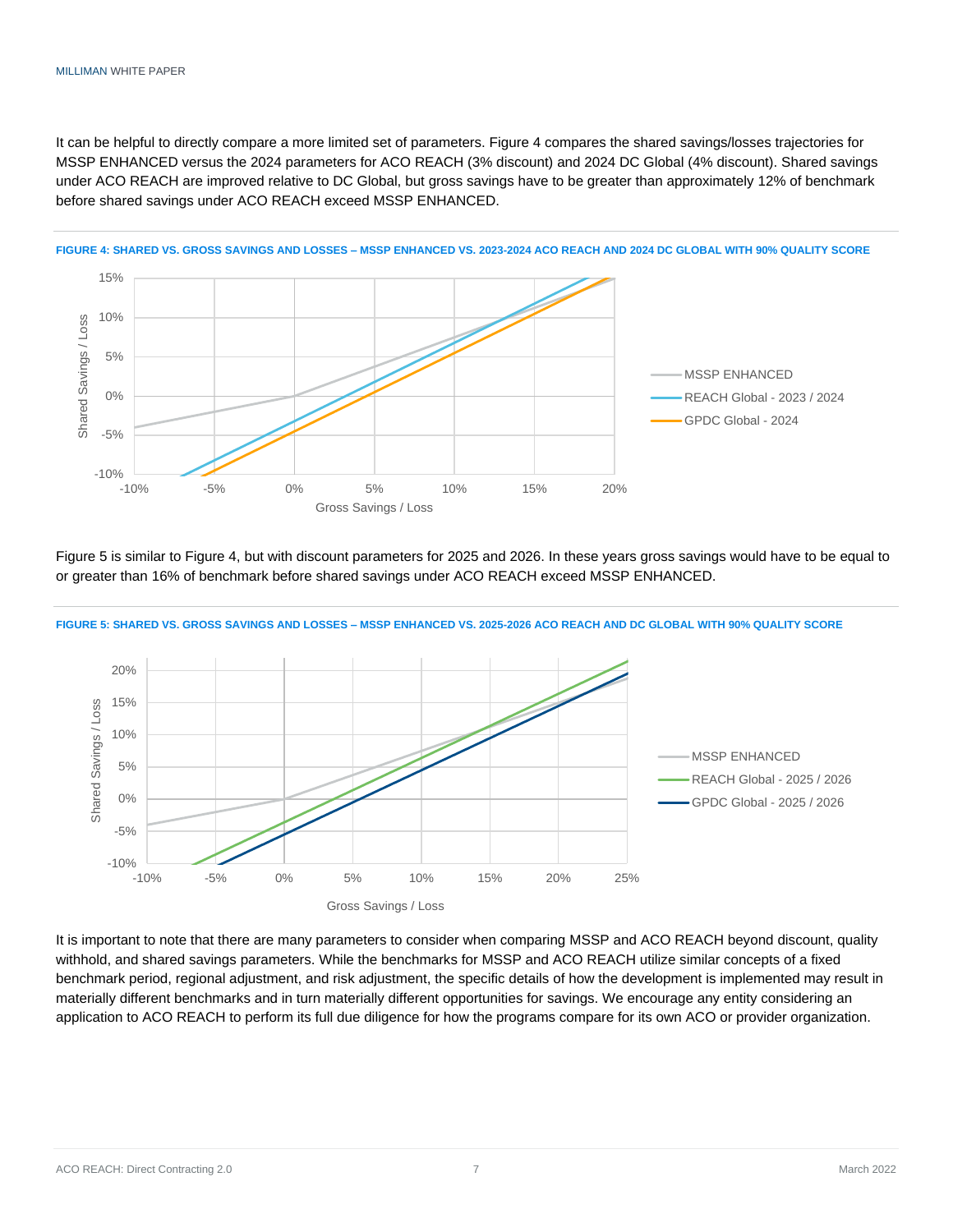It can be helpful to directly compare a more limited set of parameters. Figure 4 compares the shared savings/losses trajectories for MSSP ENHANCED versus the 2024 parameters for ACO REACH (3% discount) and 2024 DC Global (4% discount). Shared savings under ACO REACH are improved relative to DC Global, but gross savings have to be greater than approximately 12% of benchmark before shared savings under ACO REACH exceed MSSP ENHANCED.

**FIGURE 4: SHARED VS. GROSS SAVINGS AND LOSSES – MSSP ENHANCED VS. 2023-2024 ACO REACH AND 2024 DC GLOBAL WITH 90% QUALITY SCORE**

Figure 5 is similar to Figure 4, but with discount parameters for 2025 and 2026. In these years gross savings would have to be equal to or greater than 16% of benchmark before shared savings under ACO REACH exceed MSSP ENHANCED.

**FIGURE 5: SHARED VS. GROSS SAVINGS AND LOSSES – MSSP ENHANCED VS. 2025-2026 ACO REACH AND DC GLOBAL WITH 90% QUALITY SCORE**

It is important to note that there are many parameters to consider when comparing MSSP and ACO REACH beyond discount, quality withhold, and shared savings parameters. While the benchmarks for MSSP and ACO REACH utilize similar concepts of a fixed benchmark period, regional adjustment, and risk adjustment, the specific details of how the development is implemented may result in materially different benchmarks and in turn materially different opportunities for savings. We encourage any entity considering an application to ACO REACH to perform its full due diligence for how the programs compare for its own ACO or provider organization.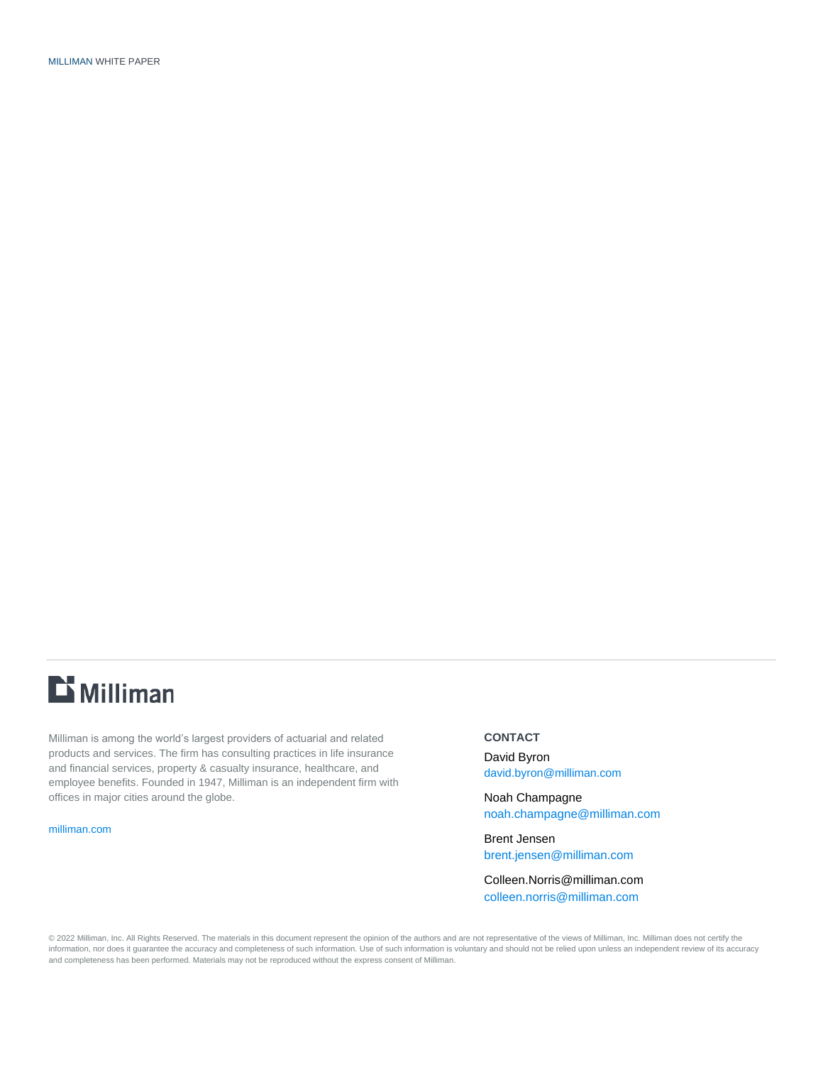Milliman

Milliman is among the world's largest providers of actuarial and related products and services. The firm has consulting practices in life insurance and financial services, property & casualty insurance, healthcare, and employee benefits. Founded in 1947, Milliman is an independent firm with offices in major cities around the globe.

milliman.com

**CONTACT**

David Byron
david.byron@milliman.com

Noah Champagne
noah.champagne@milliman.com

Brent Jensen
brent.jensen@milliman.com

Colleen.Norris@milliman.com
colleen.norris@milliman.com

© 2022 Milliman, Inc. All Rights Reserved. The materials in this document represent the opinion of the authors and are not representative of the views of Milliman, Inc. Milliman does not certify the information, nor does it guarantee the accuracy and completeness of such information. Use of such information is voluntary and should not be relied upon unless an independent review of its accuracy and completeness has been performed. Materials may not be reproduced without the express consent of Milliman.